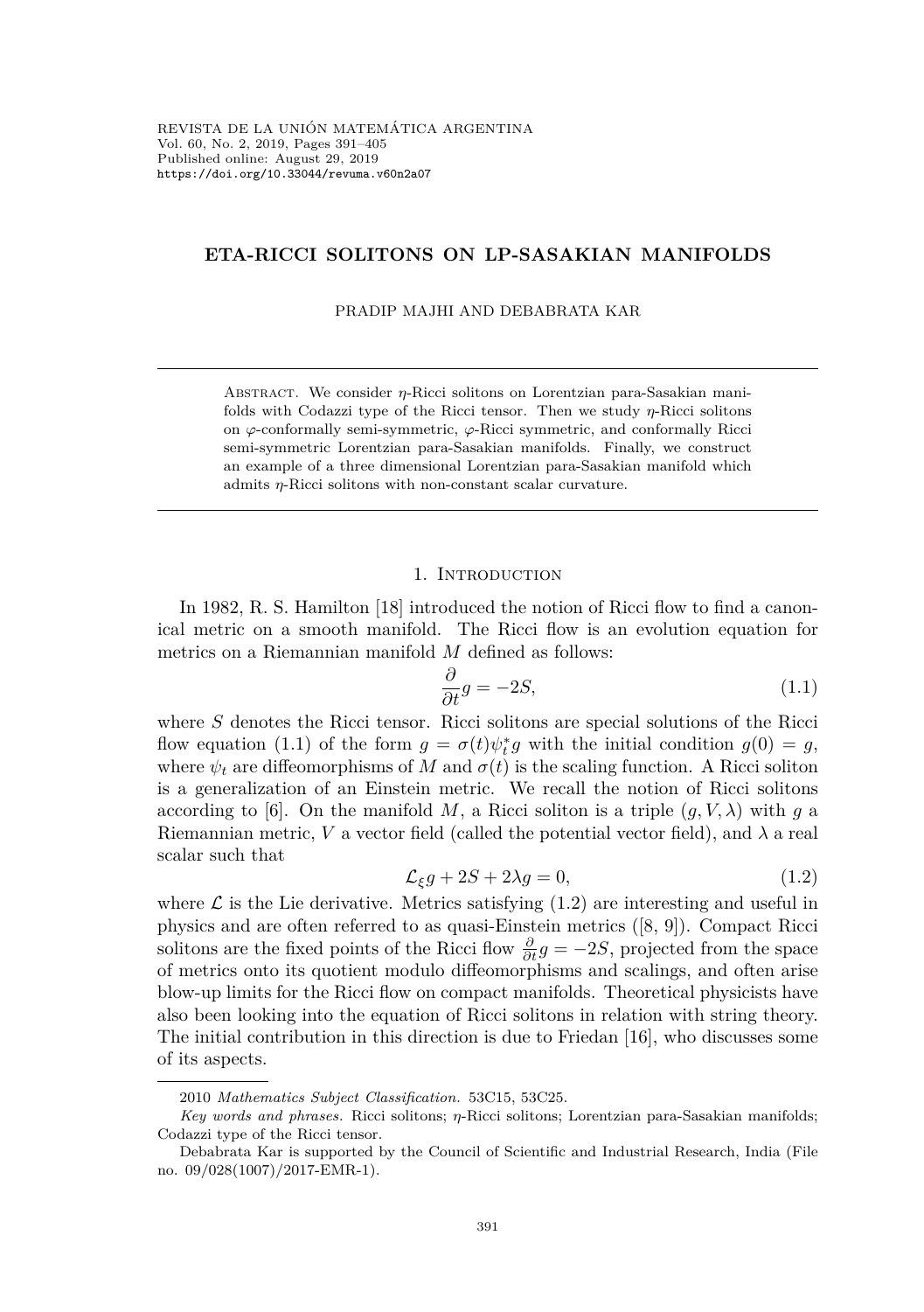REVISTA DE LA UNIÓN MATEMÁTICA ARGENTINA
Vol. 60, No. 2, 2019, Pages 391–405
Published online: August 29, 2019
https://doi.org/10.33044/revuma.v60n2a07

# ETA-RICCI SOLITONS ON LP-SASAKIAN MANIFOLDS

PRADIP MAJHI AND DEBABRATA KAR

Abstract. We consider $\eta$-Ricci solitons on Lorentzian para-Sasakian manifolds with Codazzi type of the Ricci tensor. Then we study $\eta$-Ricci solitons on $\varphi$-conformally semi-symmetric, $\varphi$-Ricci symmetric, and conformally Ricci semi-symmetric Lorentzian para-Sasakian manifolds. Finally, we construct an example of a three dimensional Lorentzian para-Sasakian manifold which admits $\eta$-Ricci solitons with non-constant scalar curvature.

## 1. Introduction

In 1982, R. S. Hamilton [18] introduced the notion of Ricci flow to find a canonical metric on a smooth manifold. The Ricci flow is an evolution equation for metrics on a Riemannian manifold $M$ defined as follows:

$$\frac{\partial}{\partial t}g = -2S, \tag{1.1}$$

where $S$ denotes the Ricci tensor. Ricci solitons are special solutions of the Ricci flow equation (1.1) of the form $g = \sigma(t)\psi_t^* g$ with the initial condition $g(0) = g$, where $\psi_t$ are diffeomorphisms of $M$ and $\sigma(t)$ is the scaling function. A Ricci soliton is a generalization of an Einstein metric. We recall the notion of Ricci solitons according to [6]. On the manifold $M$, a Ricci soliton is a triple $(g, V, \lambda)$ with $g$ a Riemannian metric, $V$ a vector field (called the potential vector field), and $\lambda$ a real scalar such that

$$\mathcal{L}_\xi g + 2S + 2\lambda g = 0, \tag{1.2}$$

where $\mathcal{L}$ is the Lie derivative. Metrics satisfying (1.2) are interesting and useful in physics and are often referred to as quasi-Einstein metrics ([8, 9]). Compact Ricci solitons are the fixed points of the Ricci flow $\frac{\partial}{\partial t}g = -2S$, projected from the space of metrics onto its quotient modulo diffeomorphisms and scalings, and often arise blow-up limits for the Ricci flow on compact manifolds. Theoretical physicists have also been looking into the equation of Ricci solitons in relation with string theory. The initial contribution in this direction is due to Friedan [16], who discusses some of its aspects.

2010 *Mathematics Subject Classification.* 53C15, 53C25.

*Key words and phrases.* Ricci solitons; $\eta$-Ricci solitons; Lorentzian para-Sasakian manifolds; Codazzi type of the Ricci tensor.

Debabrata Kar is supported by the Council of Scientific and Industrial Research, India (File no. 09/028(1007)/2017-EMR-1).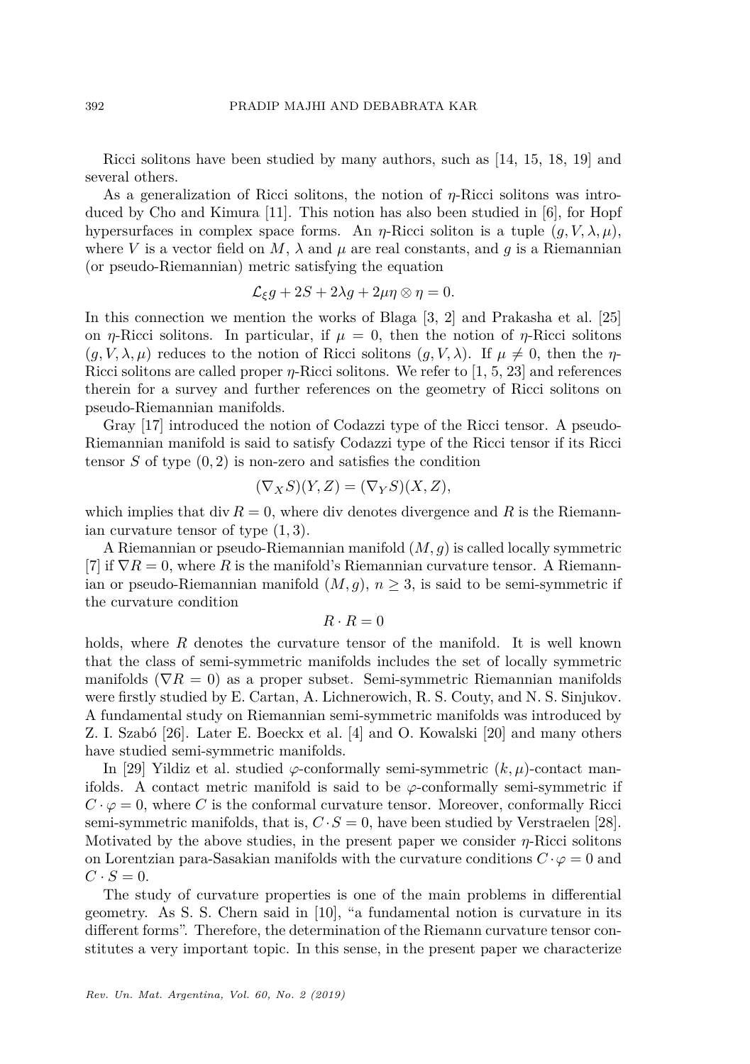Ricci solitons have been studied by many authors, such as [14, 15, 18, 19] and several others.

As a generalization of Ricci solitons, the notion of $\eta$-Ricci solitons was introduced by Cho and Kimura [11]. This notion has also been studied in [6], for Hopf hypersurfaces in complex space forms. An $\eta$-Ricci soliton is a tuple $(g, V, \lambda, \mu)$, where $V$ is a vector field on $M$, $\lambda$ and $\mu$ are real constants, and $g$ is a Riemannian (or pseudo-Riemannian) metric satisfying the equation

$$\mathcal{L}_\xi g + 2S + 2\lambda g + 2\mu\eta \otimes \eta = 0.$$

In this connection we mention the works of Blaga [3, 2] and Prakasha et al. [25] on $\eta$-Ricci solitons. In particular, if $\mu = 0$, then the notion of $\eta$-Ricci solitons $(g, V, \lambda, \mu)$ reduces to the notion of Ricci solitons $(g, V, \lambda)$. If $\mu \neq 0$, then the $\eta$-Ricci solitons are called proper $\eta$-Ricci solitons. We refer to [1, 5, 23] and references therein for a survey and further references on the geometry of Ricci solitons on pseudo-Riemannian manifolds.

Gray [17] introduced the notion of Codazzi type of the Ricci tensor. A pseudo-Riemannian manifold is said to satisfy Codazzi type of the Ricci tensor if its Ricci tensor $S$ of type $(0, 2)$ is non-zero and satisfies the condition

$$(\nabla_X S)(Y, Z) = (\nabla_Y S)(X, Z),$$

which implies that $\operatorname{div} R = 0$, where div denotes divergence and $R$ is the Riemannian curvature tensor of type $(1, 3)$.

A Riemannian or pseudo-Riemannian manifold $(M, g)$ is called locally symmetric [7] if $\nabla R = 0$, where $R$ is the manifold's Riemannian curvature tensor. A Riemannian or pseudo-Riemannian manifold $(M, g)$, $n \geq 3$, is said to be semi-symmetric if the curvature condition

$$R \cdot R = 0$$

holds, where $R$ denotes the curvature tensor of the manifold. It is well known that the class of semi-symmetric manifolds includes the set of locally symmetric manifolds ($\nabla R = 0$) as a proper subset. Semi-symmetric Riemannian manifolds were firstly studied by E. Cartan, A. Lichnerowich, R. S. Couty, and N. S. Sinjukov. A fundamental study on Riemannian semi-symmetric manifolds was introduced by Z. I. Szabó [26]. Later E. Boeckx et al. [4] and O. Kowalski [20] and many others have studied semi-symmetric manifolds.

In [29] Yildiz et al. studied $\varphi$-conformally semi-symmetric $(k, \mu)$-contact manifolds. A contact metric manifold is said to be $\varphi$-conformally semi-symmetric if $C \cdot \varphi = 0$, where $C$ is the conformal curvature tensor. Moreover, conformally Ricci semi-symmetric manifolds, that is, $C \cdot S = 0$, have been studied by Verstraelen [28]. Motivated by the above studies, in the present paper we consider $\eta$-Ricci solitons on Lorentzian para-Sasakian manifolds with the curvature conditions $C \cdot \varphi = 0$ and $C \cdot S = 0$.

The study of curvature properties is one of the main problems in differential geometry. As S. S. Chern said in [10], "a fundamental notion is curvature in its different forms". Therefore, the determination of the Riemann curvature tensor constitutes a very important topic. In this sense, in the present paper we characterize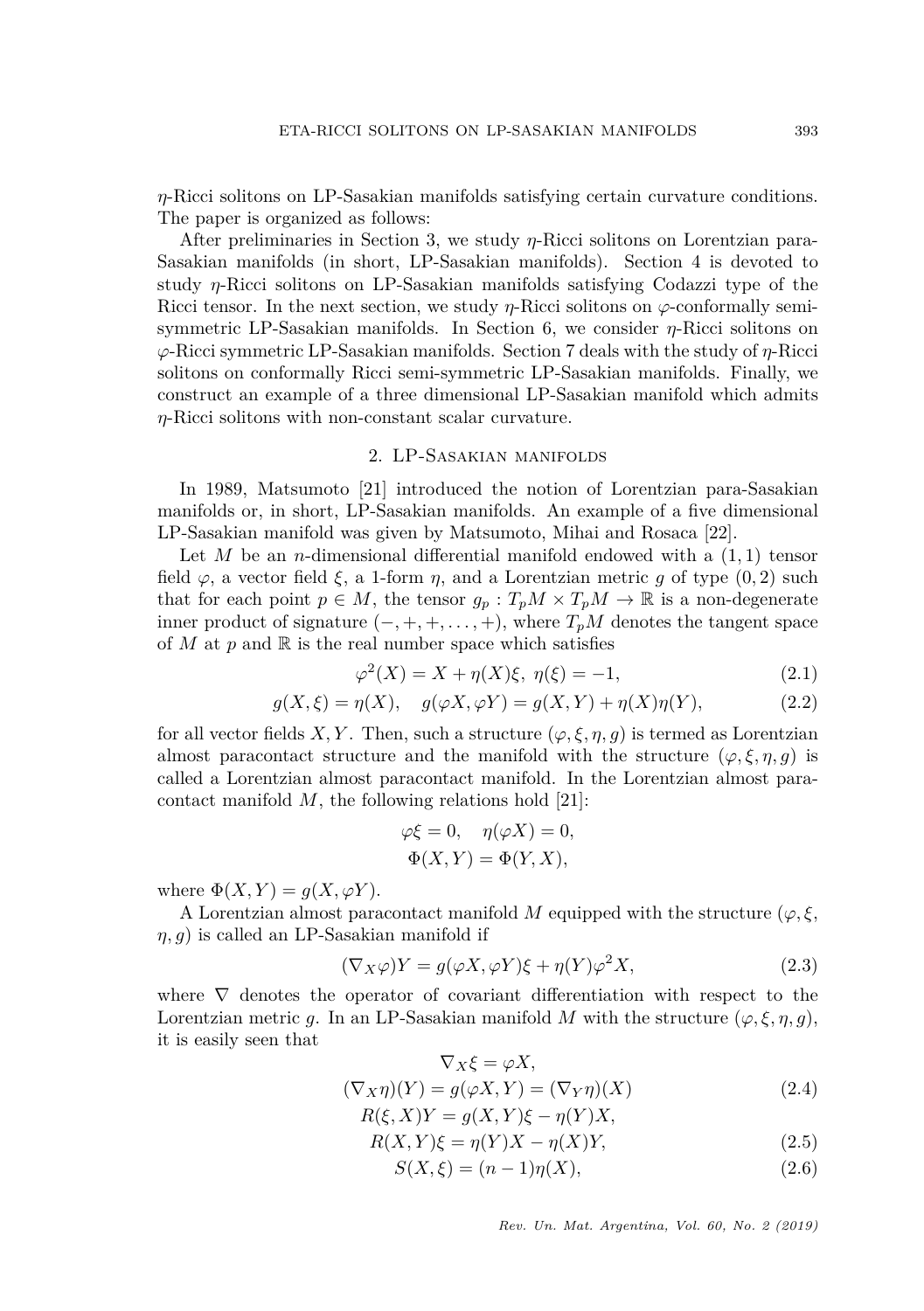$\eta$-Ricci solitons on LP-Sasakian manifolds satisfying certain curvature conditions. The paper is organized as follows:

After preliminaries in Section 3, we study $\eta$-Ricci solitons on Lorentzian para-Sasakian manifolds (in short, LP-Sasakian manifolds). Section 4 is devoted to study $\eta$-Ricci solitons on LP-Sasakian manifolds satisfying Codazzi type of the Ricci tensor. In the next section, we study $\eta$-Ricci solitons on $\varphi$-conformally semi-symmetric LP-Sasakian manifolds. In Section 6, we consider $\eta$-Ricci solitons on $\varphi$-Ricci symmetric LP-Sasakian manifolds. Section 7 deals with the study of $\eta$-Ricci solitons on conformally Ricci semi-symmetric LP-Sasakian manifolds. Finally, we construct an example of a three dimensional LP-Sasakian manifold which admits $\eta$-Ricci solitons with non-constant scalar curvature.

## 2. LP-Sasakian manifolds

In 1989, Matsumoto [21] introduced the notion of Lorentzian para-Sasakian manifolds or, in short, LP-Sasakian manifolds. An example of a five dimensional LP-Sasakian manifold was given by Matsumoto, Mihai and Rosaca [22].

Let $M$ be an $n$-dimensional differential manifold endowed with a $(1,1)$ tensor field $\varphi$, a vector field $\xi$, a 1-form $\eta$, and a Lorentzian metric $g$ of type $(0,2)$ such that for each point $p \in M$, the tensor $g_p : T_pM \times T_pM \to \mathbb{R}$ is a non-degenerate inner product of signature $(-,+,+,\dots,+)$, where $T_pM$ denotes the tangent space of $M$ at $p$ and $\mathbb{R}$ is the real number space which satisfies

$$\varphi^2(X) = X + \eta(X)\xi, \ \eta(\xi) = -1, \tag{2.1}$$

$$g(X,\xi) = \eta(X), \quad g(\varphi X, \varphi Y) = g(X,Y) + \eta(X)\eta(Y), \tag{2.2}$$

for all vector fields $X, Y$. Then, such a structure $(\varphi, \xi, \eta, g)$ is termed as Lorentzian almost paracontact structure and the manifold with the structure $(\varphi, \xi, \eta, g)$ is called a Lorentzian almost paracontact manifold. In the Lorentzian almost paracontact manifold $M$, the following relations hold [21]:

$$\varphi\xi = 0, \quad \eta(\varphi X) = 0,$$
$$\Phi(X,Y) = \Phi(Y,X),$$

where $\Phi(X,Y) = g(X, \varphi Y)$.

A Lorentzian almost paracontact manifold $M$ equipped with the structure $(\varphi, \xi, \eta, g)$ is called an LP-Sasakian manifold if

$$(\nabla_X \varphi)Y = g(\varphi X, \varphi Y)\xi + \eta(Y)\varphi^2 X, \tag{2.3}$$

where $\nabla$ denotes the operator of covariant differentiation with respect to the Lorentzian metric $g$. In an LP-Sasakian manifold $M$ with the structure $(\varphi, \xi, \eta, g)$, it is easily seen that

$$\nabla_X \xi = \varphi X,$$

$$(\nabla_X \eta)(Y) = g(\varphi X, Y) = (\nabla_Y \eta)(X) \tag{2.4}$$

$$R(\xi, X)Y = g(X,Y)\xi - \eta(Y)X,$$

$$R(X,Y)\xi = \eta(Y)X - \eta(X)Y, \tag{2.5}$$

$$S(X,\xi) = (n-1)\eta(X), \tag{2.6}$$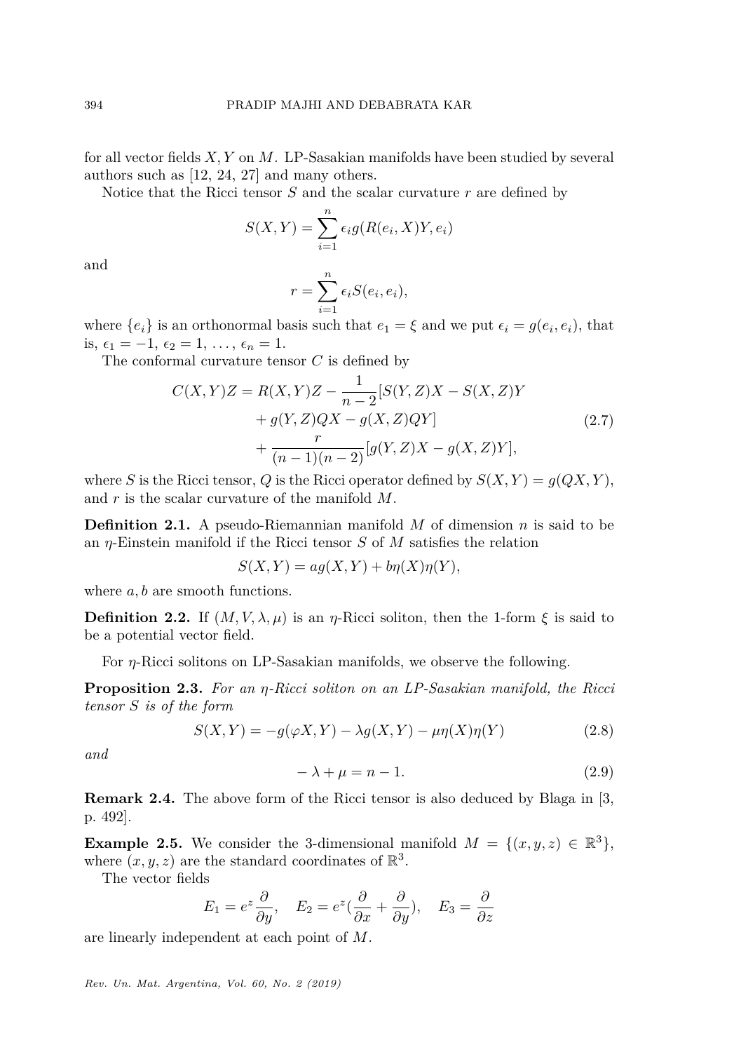for all vector fields $X, Y$ on $M$. LP-Sasakian manifolds have been studied by several authors such as [12, 24, 27] and many others.

Notice that the Ricci tensor $S$ and the scalar curvature $r$ are defined by

$$S(X,Y) = \sum_{i=1}^{n} \epsilon_i g(R(e_i, X)Y, e_i)$$

and

$$r = \sum_{i=1}^{n} \epsilon_i S(e_i, e_i),$$

where $\{e_i\}$ is an orthonormal basis such that $e_1 = \xi$ and we put $\epsilon_i = g(e_i, e_i)$, that is, $\epsilon_1 = -1$, $\epsilon_2 = 1$, …, $\epsilon_n = 1$.

The conformal curvature tensor $C$ is defined by

$$\begin{aligned} C(X,Y)Z = R(X,Y)Z &- \frac{1}{n-2}[S(Y,Z)X - S(X,Z)Y \\ &+ g(Y,Z)QX - g(X,Z)QY] \\ &+ \frac{r}{(n-1)(n-2)}[g(Y,Z)X - g(X,Z)Y], \end{aligned} \tag{2.7}$$

where $S$ is the Ricci tensor, $Q$ is the Ricci operator defined by $S(X,Y) = g(QX,Y)$, and $r$ is the scalar curvature of the manifold $M$.

**Definition 2.1.** A pseudo-Riemannian manifold $M$ of dimension $n$ is said to be an $\eta$-Einstein manifold if the Ricci tensor $S$ of $M$ satisfies the relation

$$S(X,Y) = ag(X,Y) + b\eta(X)\eta(Y),$$

where $a, b$ are smooth functions.

**Definition 2.2.** If $(M, V, \lambda, \mu)$ is an $\eta$-Ricci soliton, then the 1-form $\xi$ is said to be a potential vector field.

For $\eta$-Ricci solitons on LP-Sasakian manifolds, we observe the following.

**Proposition 2.3.** *For an $\eta$-Ricci soliton on an LP-Sasakian manifold, the Ricci tensor $S$ is of the form*

$$S(X,Y) = -g(\varphi X, Y) - \lambda g(X,Y) - \mu\eta(X)\eta(Y) \tag{2.8}$$

*and*

$$-\lambda + \mu = n - 1. \tag{2.9}$$

**Remark 2.4.** The above form of the Ricci tensor is also deduced by Blaga in [3, p. 492].

**Example 2.5.** We consider the 3-dimensional manifold $M = \{(x, y, z) \in \mathbb{R}^3\}$, where $(x, y, z)$ are the standard coordinates of $\mathbb{R}^3$.

The vector fields

$$E_1 = e^z \frac{\partial}{\partial y}, \quad E_2 = e^z (\frac{\partial}{\partial x} + \frac{\partial}{\partial y}), \quad E_3 = \frac{\partial}{\partial z}$$

are linearly independent at each point of $M$.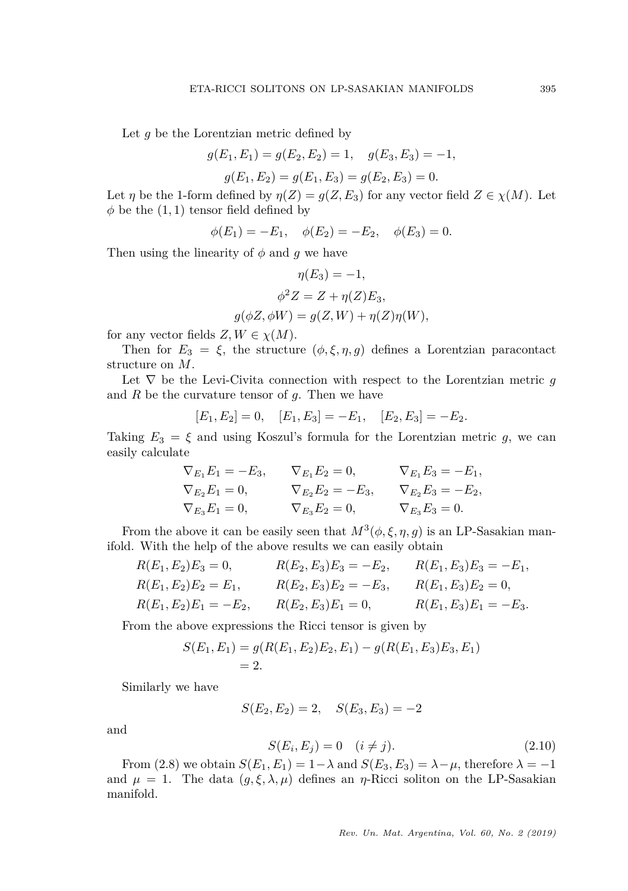Let $g$ be the Lorentzian metric defined by

$$g(E_1, E_1) = g(E_2, E_2) = 1, \quad g(E_3, E_3) = -1,$$

$$g(E_1, E_2) = g(E_1, E_3) = g(E_2, E_3) = 0.$$

Let $\eta$ be the 1-form defined by $\eta(Z) = g(Z, E_3)$ for any vector field $Z \in \chi(M)$. Let $\phi$ be the $(1, 1)$ tensor field defined by

$$\phi(E_1) = -E_1, \quad \phi(E_2) = -E_2, \quad \phi(E_3) = 0.$$

Then using the linearity of $\phi$ and $g$ we have

$$\eta(E_3) = -1,$$

$$\phi^2 Z = Z + \eta(Z)E_3,$$

$$g(\phi Z, \phi W) = g(Z, W) + \eta(Z)\eta(W),$$

for any vector fields $Z, W \in \chi(M)$.

Then for $E_3 = \xi$, the structure $(\phi, \xi, \eta, g)$ defines a Lorentzian paracontact structure on $M$.

Let $\nabla$ be the Levi-Civita connection with respect to the Lorentzian metric $g$ and $R$ be the curvature tensor of $g$. Then we have

$$[E_1, E_2] = 0, \quad [E_1, E_3] = -E_1, \quad [E_2, E_3] = -E_2.$$

Taking $E_3 = \xi$ and using Koszul's formula for the Lorentzian metric $g$, we can easily calculate

$$\begin{aligned}
&\nabla_{E_1} E_1 = -E_3, &&\nabla_{E_1} E_2 = 0, &&\nabla_{E_1} E_3 = -E_1, \\
&\nabla_{E_2} E_1 = 0, &&\nabla_{E_2} E_2 = -E_3, &&\nabla_{E_2} E_3 = -E_2, \\
&\nabla_{E_3} E_1 = 0, &&\nabla_{E_3} E_2 = 0, &&\nabla_{E_3} E_3 = 0.
\end{aligned}$$

From the above it can be easily seen that $M^3(\phi, \xi, \eta, g)$ is an LP-Sasakian manifold. With the help of the above results we can easily obtain

$$\begin{aligned}
&R(E_1, E_2)E_3 = 0, &&R(E_2, E_3)E_3 = -E_2, &&R(E_1, E_3)E_3 = -E_1, \\
&R(E_1, E_2)E_2 = E_1, &&R(E_2, E_3)E_2 = -E_3, &&R(E_1, E_3)E_2 = 0, \\
&R(E_1, E_2)E_1 = -E_2, &&R(E_2, E_3)E_1 = 0, &&R(E_1, E_3)E_1 = -E_3.
\end{aligned}$$

From the above expressions the Ricci tensor is given by

$$\begin{aligned}
S(E_1, E_1) &= g(R(E_1, E_2)E_2, E_1) - g(R(E_1, E_3)E_3, E_1) \\
&= 2.
\end{aligned}$$

Similarly we have

$$S(E_2, E_2) = 2, \quad S(E_3, E_3) = -2$$

and

$$S(E_i, E_j) = 0 \quad (i \neq j). \tag{2.10}$$

From (2.8) we obtain $S(E_1, E_1) = 1 - \lambda$ and $S(E_3, E_3) = \lambda - \mu$, therefore $\lambda = -1$ and $\mu = 1$. The data $(g, \xi, \lambda, \mu)$ defines an $\eta$-Ricci soliton on the LP-Sasakian manifold.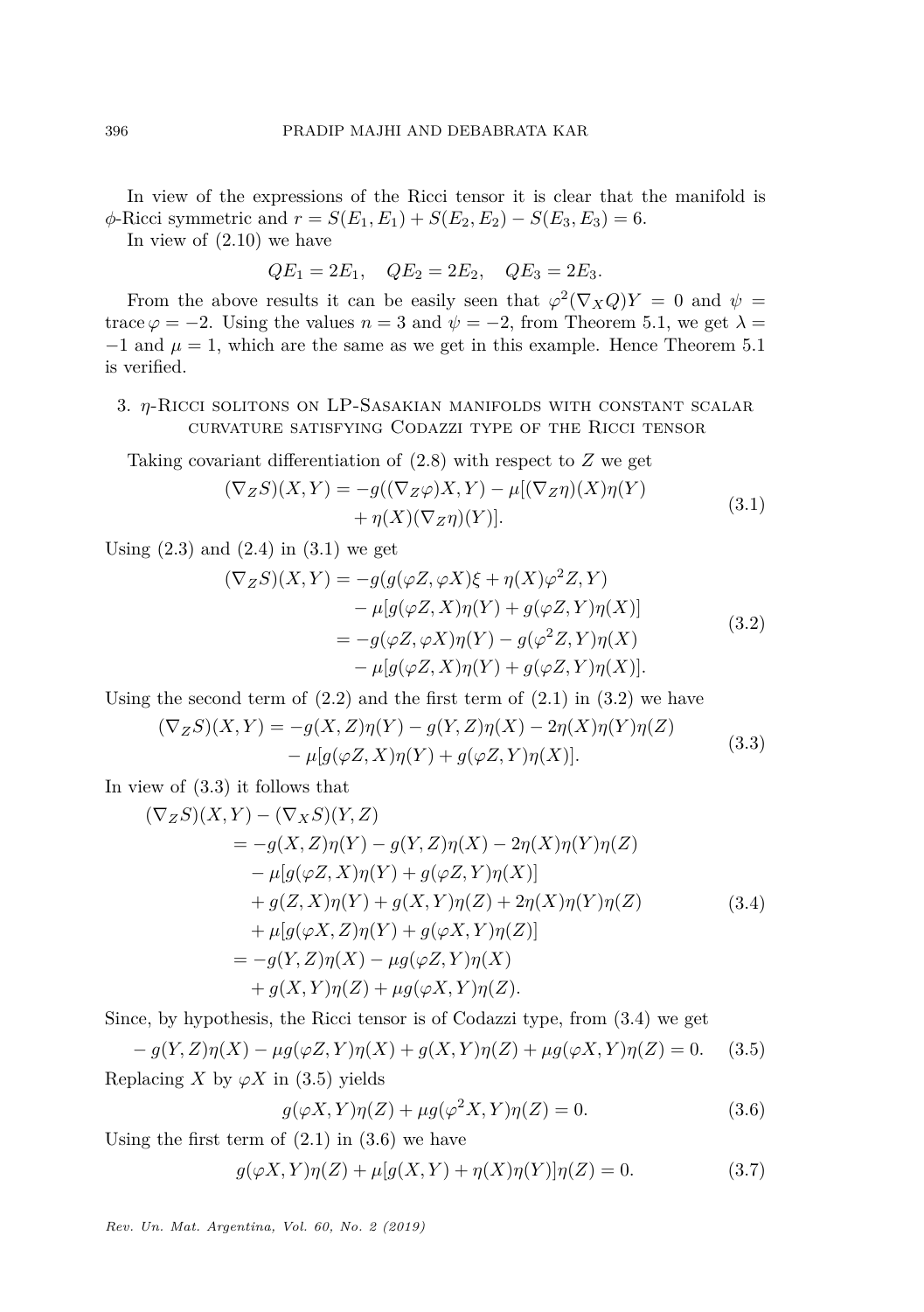In view of the expressions of the Ricci tensor it is clear that the manifold is $\phi$-Ricci symmetric and $r = S(E_1, E_1) + S(E_2, E_2) - S(E_3, E_3) = 6$.

In view of (2.10) we have

$$QE_1 = 2E_1, \quad QE_2 = 2E_2, \quad QE_3 = 2E_3.$$

From the above results it can be easily seen that $\varphi^2(\nabla_X Q)Y = 0$ and $\psi = \operatorname{trace}\varphi = -2$. Using the values $n = 3$ and $\psi = -2$, from Theorem 5.1, we get $\lambda = -1$ and $\mu = 1$, which are the same as we get in this example. Hence Theorem 5.1 is verified.

## 3. $\eta$-Ricci solitons on LP-Sasakian manifolds with constant scalar curvature satisfying Codazzi type of the Ricci tensor

Taking covariant differentiation of (2.8) with respect to $Z$ we get

$$(\nabla_Z S)(X, Y) = -g((\nabla_Z \varphi)X, Y) - \mu[(\nabla_Z \eta)(X)\eta(Y) + \eta(X)(\nabla_Z \eta)(Y)]. \tag{3.1}$$

Using (2.3) and (2.4) in (3.1) we get

$$\begin{aligned}(\nabla_Z S)(X, Y) &= -g(g(\varphi Z, \varphi X)\xi + \eta(X)\varphi^2 Z, Y) \\ &\quad - \mu[g(\varphi Z, X)\eta(Y) + g(\varphi Z, Y)\eta(X)] \\ &= -g(\varphi Z, \varphi X)\eta(Y) - g(\varphi^2 Z, Y)\eta(X) \\ &\quad - \mu[g(\varphi Z, X)\eta(Y) + g(\varphi Z, Y)\eta(X)].\end{aligned} \tag{3.2}$$

Using the second term of (2.2) and the first term of (2.1) in (3.2) we have

$$\begin{aligned}(\nabla_Z S)(X, Y) &= -g(X, Z)\eta(Y) - g(Y, Z)\eta(X) - 2\eta(X)\eta(Y)\eta(Z) \\ &\quad - \mu[g(\varphi Z, X)\eta(Y) + g(\varphi Z, Y)\eta(X)].\end{aligned} \tag{3.3}$$

In view of (3.3) it follows that

$$\begin{aligned}&(\nabla_Z S)(X, Y) - (\nabla_X S)(Y, Z) \\ &\quad = -g(X, Z)\eta(Y) - g(Y, Z)\eta(X) - 2\eta(X)\eta(Y)\eta(Z) \\ &\qquad - \mu[g(\varphi Z, X)\eta(Y) + g(\varphi Z, Y)\eta(X)] \\ &\qquad + g(Z, X)\eta(Y) + g(X, Y)\eta(Z) + 2\eta(X)\eta(Y)\eta(Z) \\ &\qquad + \mu[g(\varphi X, Z)\eta(Y) + g(\varphi X, Y)\eta(Z)] \\ &\quad = -g(Y, Z)\eta(X) - \mu g(\varphi Z, Y)\eta(X) \\ &\qquad + g(X, Y)\eta(Z) + \mu g(\varphi X, Y)\eta(Z).\end{aligned} \tag{3.4}$$

Since, by hypothesis, the Ricci tensor is of Codazzi type, from (3.4) we get

$$-g(Y, Z)\eta(X) - \mu g(\varphi Z, Y)\eta(X) + g(X, Y)\eta(Z) + \mu g(\varphi X, Y)\eta(Z) = 0. \tag{3.5}$$

Replacing $X$ by $\varphi X$ in (3.5) yields

$$g(\varphi X, Y)\eta(Z) + \mu g(\varphi^2 X, Y)\eta(Z) = 0. \tag{3.6}$$

Using the first term of (2.1) in (3.6) we have

$$g(\varphi X, Y)\eta(Z) + \mu[g(X, Y) + \eta(X)\eta(Y)]\eta(Z) = 0. \tag{3.7}$$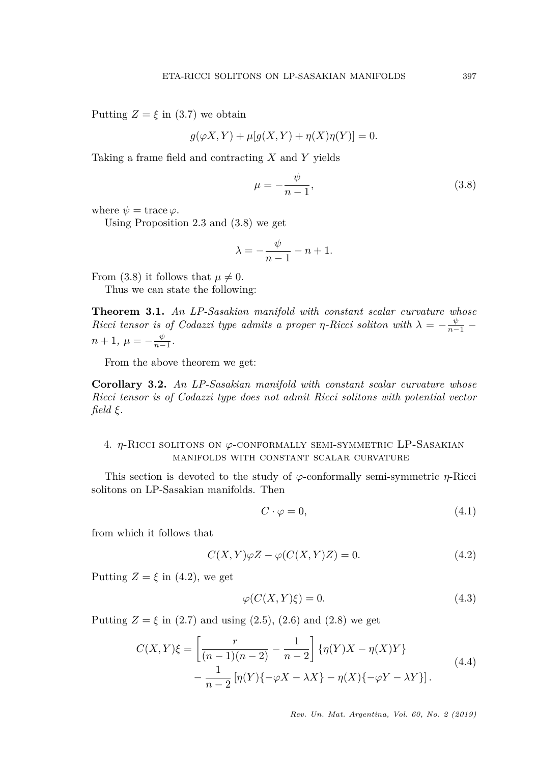Putting $Z = \xi$ in (3.7) we obtain

$$g(\varphi X, Y) + \mu[g(X, Y) + \eta(X)\eta(Y)] = 0.$$

Taking a frame field and contracting $X$ and $Y$ yields

$$\mu = -\frac{\psi}{n-1}, \tag{3.8}$$

where $\psi = \operatorname{trace} \varphi$.

Using Proposition 2.3 and (3.8) we get

$$\lambda = -\frac{\psi}{n-1} - n + 1.$$

From (3.8) it follows that $\mu \neq 0$.

Thus we can state the following:

**Theorem 3.1.** *An LP-Sasakian manifold with constant scalar curvature whose Ricci tensor is of Codazzi type admits a proper $\eta$-Ricci soliton with $\lambda = -\frac{\psi}{n-1} - n + 1$, $\mu = -\frac{\psi}{n-1}$.*

From the above theorem we get:

**Corollary 3.2.** *An LP-Sasakian manifold with constant scalar curvature whose Ricci tensor is of Codazzi type does not admit Ricci solitons with potential vector field $\xi$.*

## 4. $\eta$-Ricci solitons on $\varphi$-conformally semi-symmetric LP-Sasakian manifolds with constant scalar curvature

This section is devoted to the study of $\varphi$-conformally semi-symmetric $\eta$-Ricci solitons on LP-Sasakian manifolds. Then

$$C \cdot \varphi = 0, \tag{4.1}$$

from which it follows that

$$C(X, Y)\varphi Z - \varphi(C(X, Y)Z) = 0. \tag{4.2}$$

Putting $Z = \xi$ in (4.2), we get

$$\varphi(C(X, Y)\xi) = 0. \tag{4.3}$$

Putting $Z = \xi$ in (2.7) and using (2.5), (2.6) and (2.8) we get

$$\begin{aligned} C(X, Y)\xi = {} & \left[\frac{r}{(n-1)(n-2)} - \frac{1}{n-2}\right] \{\eta(Y)X - \eta(X)Y\} \\ & - \frac{1}{n-2} \left[\eta(Y)\{-\varphi X - \lambda X\} - \eta(X)\{-\varphi Y - \lambda Y\}\right]. \end{aligned} \tag{4.4}$$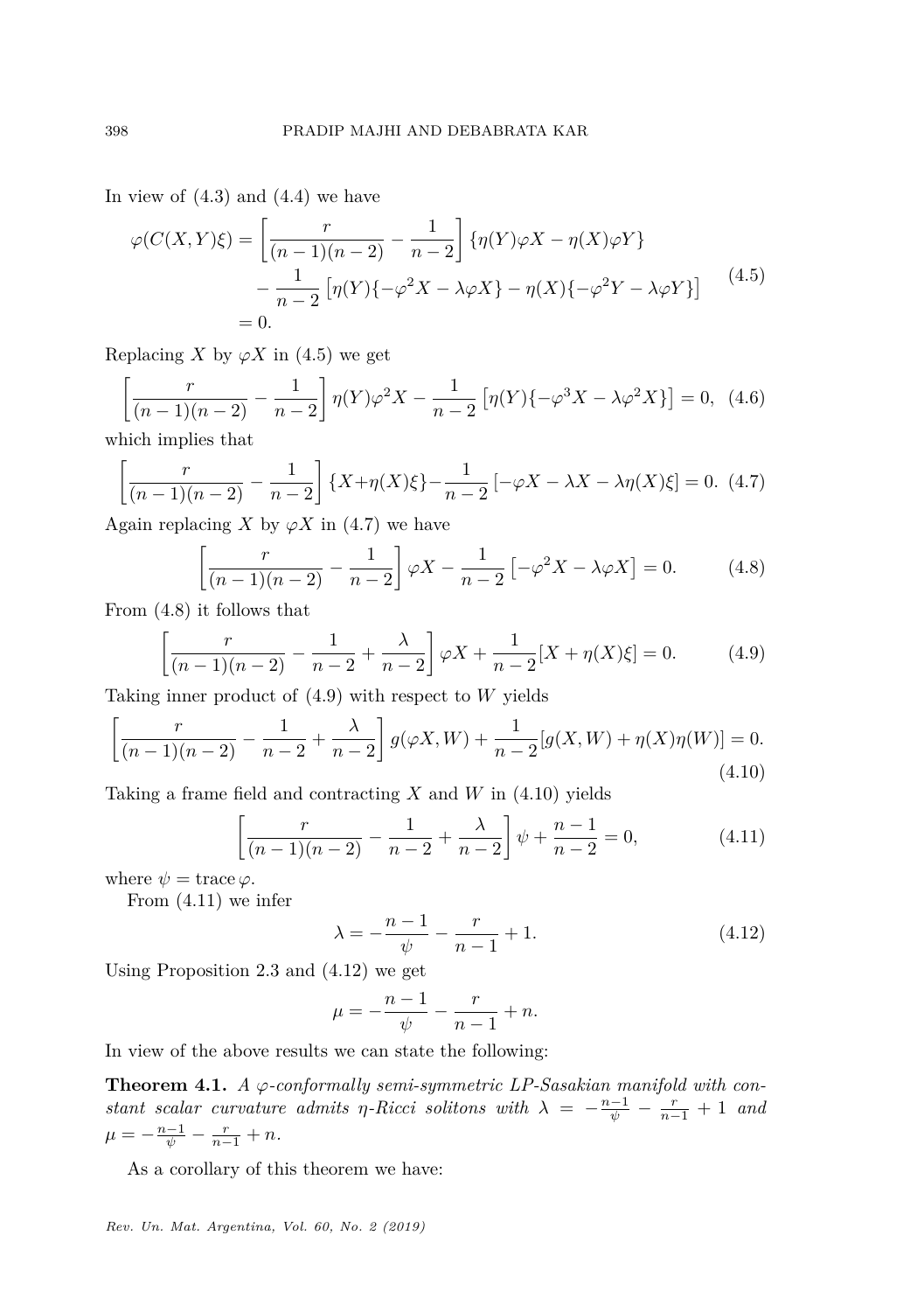In view of (4.3) and (4.4) we have

$$
\begin{aligned}
\varphi(C(X,Y)\xi) &= \left[\frac{r}{(n-1)(n-2)} - \frac{1}{n-2}\right]\{\eta(Y)\varphi X - \eta(X)\varphi Y\} \\
&\quad - \frac{1}{n-2}\left[\eta(Y)\{-\varphi^2 X - \lambda\varphi X\} - \eta(X)\{-\varphi^2 Y - \lambda\varphi Y\}\right] \\
&= 0.
\end{aligned} \tag{4.5}
$$

Replacing $X$ by $\varphi X$ in (4.5) we get

$$
\left[\frac{r}{(n-1)(n-2)} - \frac{1}{n-2}\right]\eta(Y)\varphi^2 X - \frac{1}{n-2}\left[\eta(Y)\{-\varphi^3 X - \lambda\varphi^2 X\}\right] = 0, \tag{4.6}
$$

which implies that

$$
\left[\frac{r}{(n-1)(n-2)} - \frac{1}{n-2}\right]\{X + \eta(X)\xi\} - \frac{1}{n-2}\left[-\varphi X - \lambda X - \lambda\eta(X)\xi\right] = 0. \tag{4.7}
$$

Again replacing $X$ by $\varphi X$ in (4.7) we have

$$
\left[\frac{r}{(n-1)(n-2)} - \frac{1}{n-2}\right]\varphi X - \frac{1}{n-2}\left[-\varphi^2 X - \lambda\varphi X\right] = 0. \tag{4.8}
$$

From (4.8) it follows that

$$
\left[\frac{r}{(n-1)(n-2)} - \frac{1}{n-2} + \frac{\lambda}{n-2}\right]\varphi X + \frac{1}{n-2}[X + \eta(X)\xi] = 0. \tag{4.9}
$$

Taking inner product of (4.9) with respect to $W$ yields

$$
\left[\frac{r}{(n-1)(n-2)} - \frac{1}{n-2} + \frac{\lambda}{n-2}\right]g(\varphi X, W) + \frac{1}{n-2}[g(X,W) + \eta(X)\eta(W)] = 0. \tag{4.10}
$$

Taking a frame field and contracting $X$ and $W$ in (4.10) yields

$$
\left[\frac{r}{(n-1)(n-2)} - \frac{1}{n-2} + \frac{\lambda}{n-2}\right]\psi + \frac{n-1}{n-2} = 0, \tag{4.11}
$$

where $\psi = \operatorname{trace}\varphi$.

From (4.11) we infer

$$
\lambda = -\frac{n-1}{\psi} - \frac{r}{n-1} + 1. \tag{4.12}
$$

Using Proposition 2.3 and (4.12) we get

$$
\mu = -\frac{n-1}{\psi} - \frac{r}{n-1} + n.
$$

In view of the above results we can state the following:

**Theorem 4.1.** *A $\varphi$-conformally semi-symmetric LP-Sasakian manifold with constant scalar curvature admits $\eta$-Ricci solitons with $\lambda = -\frac{n-1}{\psi} - \frac{r}{n-1} + 1$ and $\mu = -\frac{n-1}{\psi} - \frac{r}{n-1} + n$.*

As a corollary of this theorem we have: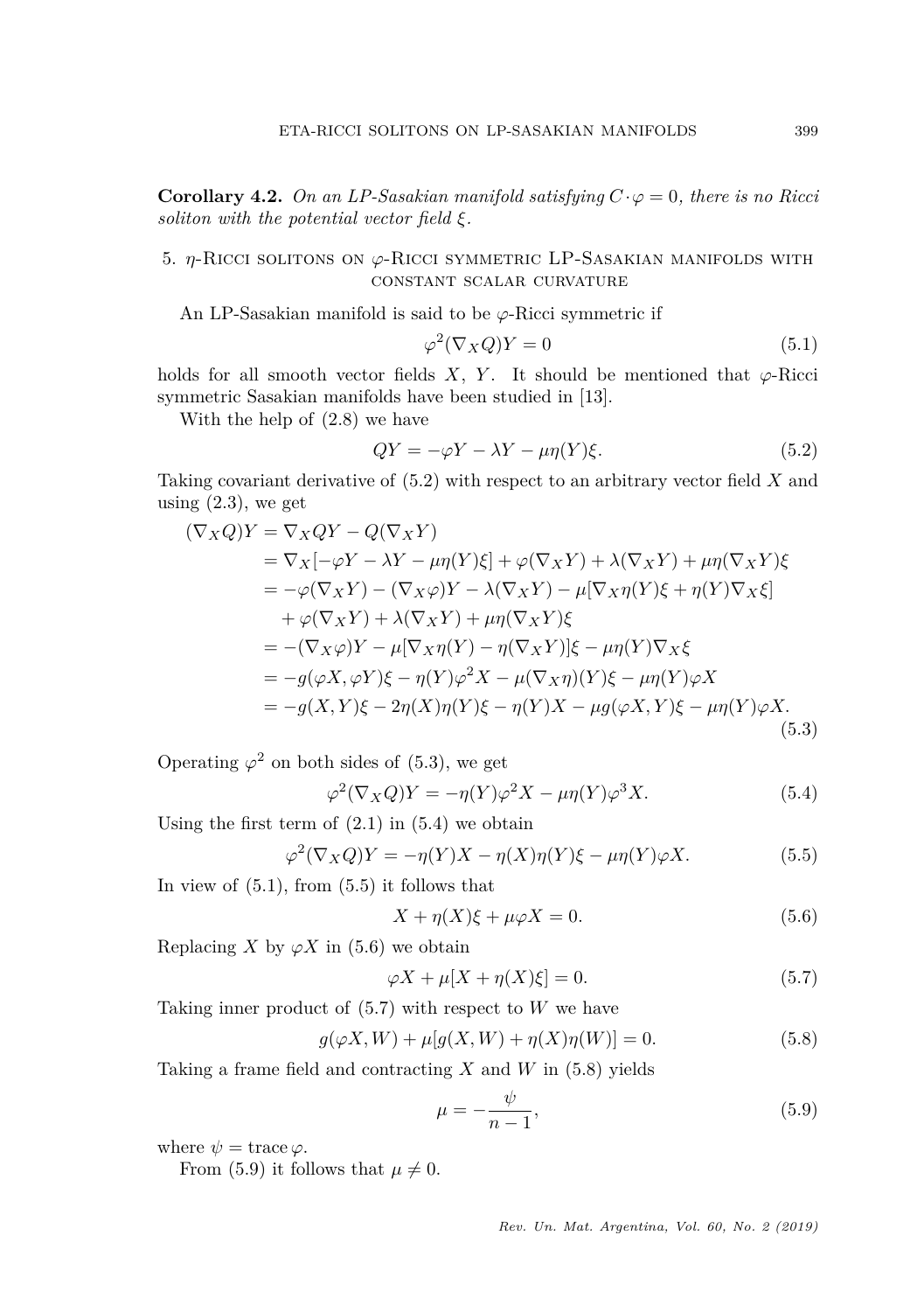**Corollary 4.2.** *On an LP-Sasakian manifold satisfying $C \cdot \varphi = 0$, there is no Ricci soliton with the potential vector field $\xi$.*

## 5. $\eta$-Ricci solitons on $\varphi$-Ricci symmetric LP-Sasakian manifolds with constant scalar curvature

An LP-Sasakian manifold is said to be $\varphi$-Ricci symmetric if

$$\varphi^2(\nabla_X Q)Y = 0 \tag{5.1}$$

holds for all smooth vector fields $X$, $Y$. It should be mentioned that $\varphi$-Ricci symmetric Sasakian manifolds have been studied in [13].

With the help of (2.8) we have

$$QY = -\varphi Y - \lambda Y - \mu\eta(Y)\xi. \tag{5.2}$$

Taking covariant derivative of (5.2) with respect to an arbitrary vector field $X$ and using (2.3), we get

$$\begin{aligned}
(\nabla_X Q)Y &= \nabla_X QY - Q(\nabla_X Y) \\
&= \nabla_X[-\varphi Y - \lambda Y - \mu\eta(Y)\xi] + \varphi(\nabla_X Y) + \lambda(\nabla_X Y) + \mu\eta(\nabla_X Y)\xi \\
&= -\varphi(\nabla_X Y) - (\nabla_X \varphi)Y - \lambda(\nabla_X Y) - \mu[\nabla_X \eta(Y)\xi + \eta(Y)\nabla_X \xi] \\
&\quad + \varphi(\nabla_X Y) + \lambda(\nabla_X Y) + \mu\eta(\nabla_X Y)\xi \\
&= -(\nabla_X \varphi)Y - \mu[\nabla_X \eta(Y) - \eta(\nabla_X Y)]\xi - \mu\eta(Y)\nabla_X \xi \\
&= -g(\varphi X, \varphi Y)\xi - \eta(Y)\varphi^2 X - \mu(\nabla_X \eta)(Y)\xi - \mu\eta(Y)\varphi X \\
&= -g(X, Y)\xi - 2\eta(X)\eta(Y)\xi - \eta(Y)X - \mu g(\varphi X, Y)\xi - \mu\eta(Y)\varphi X.
\end{aligned} \tag{5.3}$$

Operating $\varphi^2$ on both sides of (5.3), we get

$$\varphi^2(\nabla_X Q)Y = -\eta(Y)\varphi^2 X - \mu\eta(Y)\varphi^3 X. \tag{5.4}$$

Using the first term of (2.1) in (5.4) we obtain

$$\varphi^2(\nabla_X Q)Y = -\eta(Y)X - \eta(X)\eta(Y)\xi - \mu\eta(Y)\varphi X. \tag{5.5}$$

In view of (5.1), from (5.5) it follows that

$$X + \eta(X)\xi + \mu\varphi X = 0. \tag{5.6}$$

Replacing $X$ by $\varphi X$ in (5.6) we obtain

$$\varphi X + \mu[X + \eta(X)\xi] = 0. \tag{5.7}$$

Taking inner product of (5.7) with respect to $W$ we have

$$g(\varphi X, W) + \mu[g(X, W) + \eta(X)\eta(W)] = 0. \tag{5.8}$$

Taking a frame field and contracting $X$ and $W$ in (5.8) yields

$$\mu = -\frac{\psi}{n-1}, \tag{5.9}$$

where $\psi = \operatorname{trace} \varphi$.

From (5.9) it follows that $\mu \neq 0$.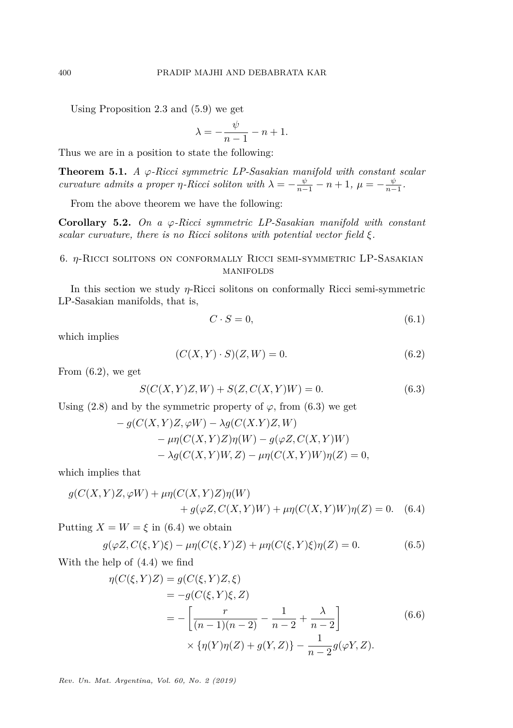Using Proposition 2.3 and (5.9) we get

$$\lambda = -\frac{\psi}{n-1} - n + 1.$$

Thus we are in a position to state the following:

**Theorem 5.1.** *A $\varphi$-Ricci symmetric LP-Sasakian manifold with constant scalar curvature admits a proper $\eta$-Ricci soliton with $\lambda = -\frac{\psi}{n-1} - n + 1$, $\mu = -\frac{\psi}{n-1}$.*

From the above theorem we have the following:

**Corollary 5.2.** *On a $\varphi$-Ricci symmetric LP-Sasakian manifold with constant scalar curvature, there is no Ricci solitons with potential vector field $\xi$.*

## 6. $\eta$-Ricci solitons on conformally Ricci semi-symmetric LP-Sasakian manifolds

In this section we study $\eta$-Ricci solitons on conformally Ricci semi-symmetric LP-Sasakian manifolds, that is,

$$C \cdot S = 0, \tag{6.1}$$

which implies

$$(C(X,Y) \cdot S)(Z,W) = 0. \tag{6.2}$$

From (6.2), we get

$$S(C(X,Y)Z,W) + S(Z,C(X,Y)W) = 0. \tag{6.3}$$

Using (2.8) and by the symmetric property of $\varphi$, from (6.3) we get

$$\begin{aligned}
&- g(C(X,Y)Z,\varphi W) - \lambda g(C(X.Y)Z,W) \\
&\quad - \mu\eta(C(X,Y)Z)\eta(W) - g(\varphi Z, C(X,Y)W) \\
&\quad - \lambda g(C(X,Y)W,Z) - \mu\eta(C(X,Y)W)\eta(Z) = 0,
\end{aligned}$$

which implies that

$$\begin{aligned}
g(C(X,Y)Z,\varphi W) &+ \mu\eta(C(X,Y)Z)\eta(W) \\
&+ g(\varphi Z, C(X,Y)W) + \mu\eta(C(X,Y)W)\eta(Z) = 0.
\end{aligned} \tag{6.4}$$

Putting $X = W = \xi$ in (6.4) we obtain

$$g(\varphi Z, C(\xi,Y)\xi) - \mu\eta(C(\xi,Y)Z) + \mu\eta(C(\xi,Y)\xi)\eta(Z) = 0. \tag{6.5}$$

With the help of (4.4) we find

$$\begin{aligned}
\eta(C(\xi,Y)Z) &= g(C(\xi,Y)Z,\xi) \\
&= -g(C(\xi,Y)\xi,Z) \\
&= -\left[\frac{r}{(n-1)(n-2)} - \frac{1}{n-2} + \frac{\lambda}{n-2}\right] \\
&\qquad \times \{\eta(Y)\eta(Z) + g(Y,Z)\} - \frac{1}{n-2}g(\varphi Y, Z).
\end{aligned} \tag{6.6}$$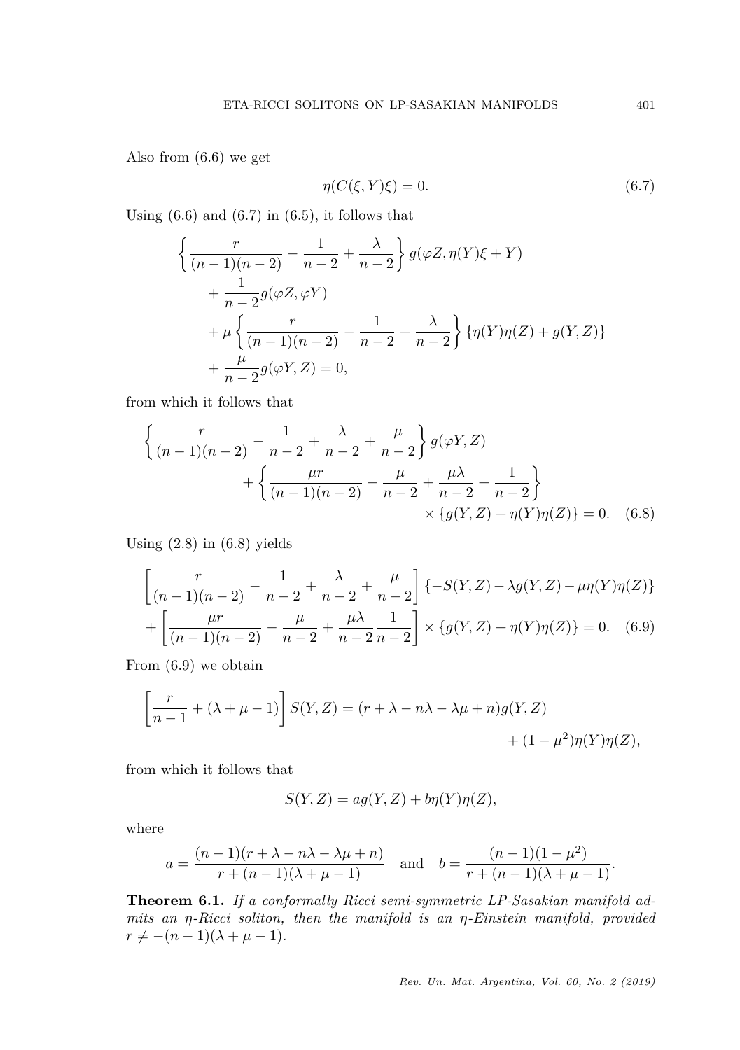Also from (6.6) we get

$$\eta(C(\xi, Y)\xi) = 0. \tag{6.7}$$

Using (6.6) and (6.7) in (6.5), it follows that

$$\begin{aligned}
&\left\{\frac{r}{(n-1)(n-2)} - \frac{1}{n-2} + \frac{\lambda}{n-2}\right\} g(\varphi Z, \eta(Y)\xi + Y) \\
&\quad + \frac{1}{n-2} g(\varphi Z, \varphi Y) \\
&\quad + \mu \left\{\frac{r}{(n-1)(n-2)} - \frac{1}{n-2} + \frac{\lambda}{n-2}\right\} \{\eta(Y)\eta(Z) + g(Y, Z)\} \\
&\quad + \frac{\mu}{n-2} g(\varphi Y, Z) = 0,
\end{aligned}$$

from which it follows that

$$\begin{aligned}
\left\{\frac{r}{(n-1)(n-2)} - \frac{1}{n-2} + \frac{\lambda}{n-2} + \frac{\mu}{n-2}\right\} g(\varphi Y, Z) \\
+ \left\{\frac{\mu r}{(n-1)(n-2)} - \frac{\mu}{n-2} + \frac{\mu\lambda}{n-2} + \frac{1}{n-2}\right\} \\
\times \{g(Y, Z) + \eta(Y)\eta(Z)\} = 0. \quad (6.8)
\end{aligned}$$

Using (2.8) in (6.8) yields

$$\begin{aligned}
&\left[\frac{r}{(n-1)(n-2)} - \frac{1}{n-2} + \frac{\lambda}{n-2} + \frac{\mu}{n-2}\right] \{-S(Y, Z) - \lambda g(Y, Z) - \mu\eta(Y)\eta(Z)\} \\
&+ \left[\frac{\mu r}{(n-1)(n-2)} - \frac{\mu}{n-2} + \frac{\mu\lambda}{n-2}\frac{1}{n-2}\right] \times \{g(Y, Z) + \eta(Y)\eta(Z)\} = 0. \quad (6.9)
\end{aligned}$$

From (6.9) we obtain

$$\begin{aligned}
\left[\frac{r}{n-1} + (\lambda + \mu - 1)\right] S(Y, Z) = (r + \lambda - n\lambda - \lambda\mu + n) g(Y, Z) \\
+ (1 - \mu^2)\eta(Y)\eta(Z),
\end{aligned}$$

from which it follows that

$$S(Y, Z) = ag(Y, Z) + b\eta(Y)\eta(Z),$$

where

$$a = \frac{(n-1)(r + \lambda - n\lambda - \lambda\mu + n)}{r + (n-1)(\lambda + \mu - 1)} \quad \text{and} \quad b = \frac{(n-1)(1 - \mu^2)}{r + (n-1)(\lambda + \mu - 1)}.$$

**Theorem 6.1.** *If a conformally Ricci semi-symmetric LP-Sasakian manifold admits an $\eta$-Ricci soliton, then the manifold is an $\eta$-Einstein manifold, provided $r \neq -(n-1)(\lambda + \mu - 1)$.*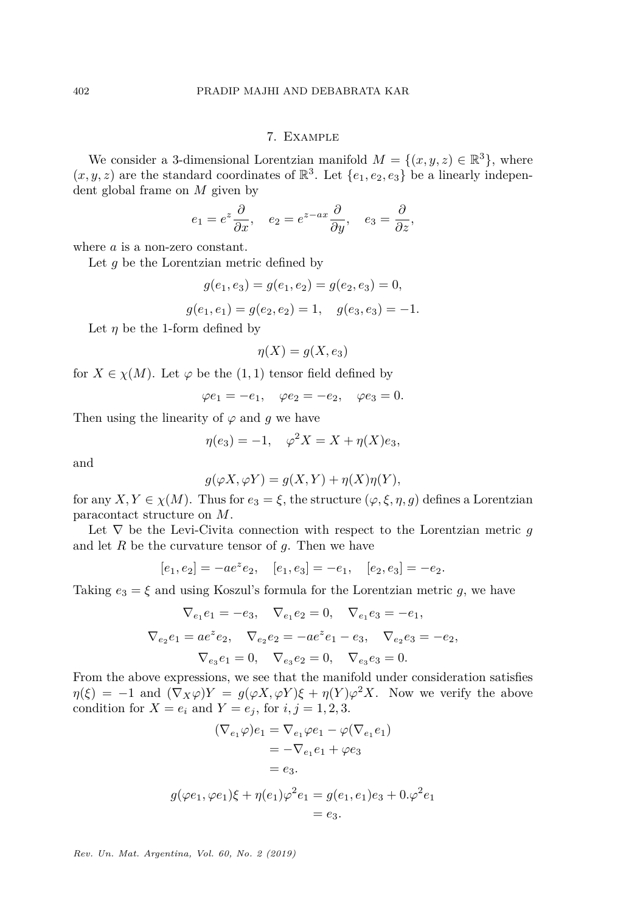## 7. Example

We consider a 3-dimensional Lorentzian manifold $M = \{(x, y, z) \in \mathbb{R}^3\}$, where $(x, y, z)$ are the standard coordinates of $\mathbb{R}^3$. Let $\{e_1, e_2, e_3\}$ be a linearly independent global frame on $M$ given by

$$e_1 = e^z \frac{\partial}{\partial x}, \quad e_2 = e^{z-ax} \frac{\partial}{\partial y}, \quad e_3 = \frac{\partial}{\partial z},$$

where $a$ is a non-zero constant.

Let $g$ be the Lorentzian metric defined by

$$g(e_1, e_3) = g(e_1, e_2) = g(e_2, e_3) = 0,$$

$$g(e_1, e_1) = g(e_2, e_2) = 1, \quad g(e_3, e_3) = -1.$$

Let $\eta$ be the 1-form defined by

$$\eta(X) = g(X, e_3)$$

for $X \in \chi(M)$. Let $\varphi$ be the $(1, 1)$ tensor field defined by

$$\varphi e_1 = -e_1, \quad \varphi e_2 = -e_2, \quad \varphi e_3 = 0.$$

Then using the linearity of $\varphi$ and $g$ we have

$$\eta(e_3) = -1, \quad \varphi^2 X = X + \eta(X)e_3,$$

and

$$g(\varphi X, \varphi Y) = g(X, Y) + \eta(X)\eta(Y),$$

for any $X, Y \in \chi(M)$. Thus for $e_3 = \xi$, the structure $(\varphi, \xi, \eta, g)$ defines a Lorentzian paracontact structure on $M$.

Let $\nabla$ be the Levi-Civita connection with respect to the Lorentzian metric $g$ and let $R$ be the curvature tensor of $g$. Then we have

$$[e_1, e_2] = -ae^z e_2, \quad [e_1, e_3] = -e_1, \quad [e_2, e_3] = -e_2.$$

Taking $e_3 = \xi$ and using Koszul's formula for the Lorentzian metric $g$, we have

$$\nabla_{e_1} e_1 = -e_3, \quad \nabla_{e_1} e_2 = 0, \quad \nabla_{e_1} e_3 = -e_1,$$

$$\nabla_{e_2} e_1 = ae^z e_2, \quad \nabla_{e_2} e_2 = -ae^z e_1 - e_3, \quad \nabla_{e_2} e_3 = -e_2,$$

$$\nabla_{e_3} e_1 = 0, \quad \nabla_{e_3} e_2 = 0, \quad \nabla_{e_3} e_3 = 0.$$

From the above expressions, we see that the manifold under consideration satisfies $\eta(\xi) = -1$ and $(\nabla_X \varphi)Y = g(\varphi X, \varphi Y)\xi + \eta(Y)\varphi^2 X$. Now we verify the above condition for $X = e_i$ and $Y = e_j$, for $i, j = 1, 2, 3$.

$$\begin{aligned}
(\nabla_{e_1} \varphi)e_1 &= \nabla_{e_1} \varphi e_1 - \varphi(\nabla_{e_1} e_1) \\
&= -\nabla_{e_1} e_1 + \varphi e_3 \\
&= e_3.
\end{aligned}$$

$$\begin{aligned}
g(\varphi e_1, \varphi e_1)\xi + \eta(e_1)\varphi^2 e_1 &= g(e_1, e_1)e_3 + 0.\varphi^2 e_1 \\
&= e_3.
\end{aligned}$$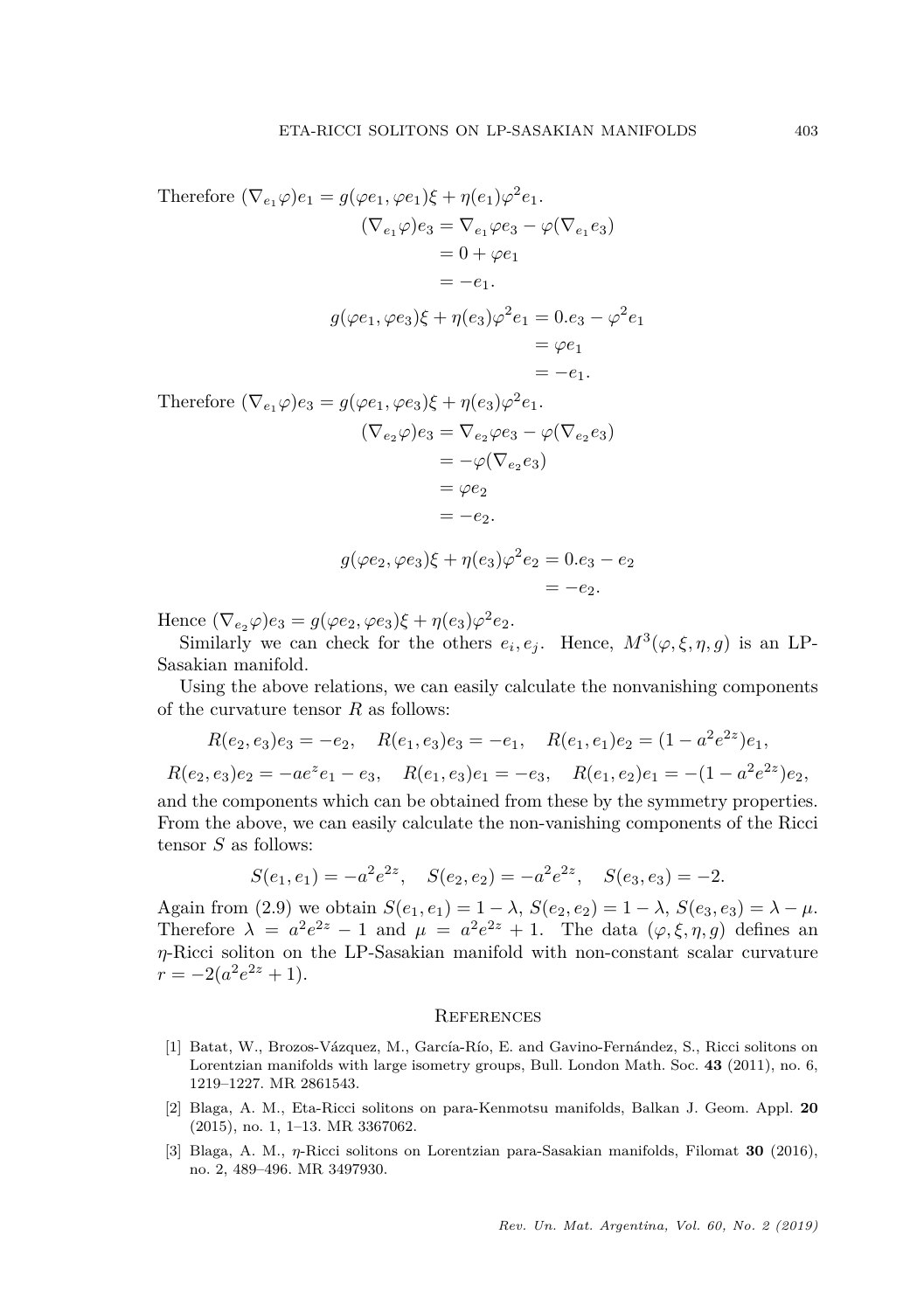Therefore $(\nabla_{e_1}\varphi)e_1 = g(\varphi e_1, \varphi e_1)\xi + \eta(e_1)\varphi^2 e_1$.

$$
\begin{aligned}
(\nabla_{e_1}\varphi)e_3 &= \nabla_{e_1}\varphi e_3 - \varphi(\nabla_{e_1}e_3)\\
&= 0 + \varphi e_1\\
&= -e_1.
\end{aligned}
$$

$$
\begin{aligned}
g(\varphi e_1, \varphi e_3)\xi + \eta(e_3)\varphi^2 e_1 &= 0.e_3 - \varphi^2 e_1\\
&= \varphi e_1\\
&= -e_1.
\end{aligned}
$$

Therefore $(\nabla_{e_1}\varphi)e_3 = g(\varphi e_1, \varphi e_3)\xi + \eta(e_3)\varphi^2 e_1$.

$$
\begin{aligned}
(\nabla_{e_2}\varphi)e_3 &= \nabla_{e_2}\varphi e_3 - \varphi(\nabla_{e_2}e_3)\\
&= -\varphi(\nabla_{e_2}e_3)\\
&= \varphi e_2\\
&= -e_2.
\end{aligned}
$$

$$
\begin{aligned}
g(\varphi e_2, \varphi e_3)\xi + \eta(e_3)\varphi^2 e_2 &= 0.e_3 - e_2\\
&= -e_2.
\end{aligned}
$$

Hence $(\nabla_{e_2}\varphi)e_3 = g(\varphi e_2, \varphi e_3)\xi + \eta(e_3)\varphi^2 e_2$.

Similarly we can check for the others $e_i, e_j$. Hence, $M^3(\varphi, \xi, \eta, g)$ is an LP-Sasakian manifold.

Using the above relations, we can easily calculate the nonvanishing components of the curvature tensor $R$ as follows:

$$
R(e_2, e_3)e_3 = -e_2, \quad R(e_1, e_3)e_3 = -e_1, \quad R(e_1, e_1)e_2 = (1 - a^2e^{2z})e_1,
$$

$$
R(e_2, e_3)e_2 = -ae^z e_1 - e_3, \quad R(e_1, e_3)e_1 = -e_3, \quad R(e_1, e_2)e_1 = -(1 - a^2e^{2z})e_2,
$$

and the components which can be obtained from these by the symmetry properties. From the above, we can easily calculate the non-vanishing components of the Ricci tensor $S$ as follows:

$$
S(e_1, e_1) = -a^2e^{2z}, \quad S(e_2, e_2) = -a^2e^{2z}, \quad S(e_3, e_3) = -2.
$$

Again from (2.9) we obtain $S(e_1, e_1) = 1 - \lambda$, $S(e_2, e_2) = 1 - \lambda$, $S(e_3, e_3) = \lambda - \mu$. Therefore $\lambda = a^2e^{2z} - 1$ and $\mu = a^2e^{2z} + 1$. The data $(\varphi, \xi, \eta, g)$ defines an $\eta$-Ricci soliton on the LP-Sasakian manifold with non-constant scalar curvature $r = -2(a^2e^{2z} + 1)$.

## References

[1] Batat, W., Brozos-Vázquez, M., García-Río, E. and Gavino-Fernández, S., Ricci solitons on Lorentzian manifolds with large isometry groups, Bull. London Math. Soc. **43** (2011), no. 6, 1219–1227. MR 2861543.

[2] Blaga, A. M., Eta-Ricci solitons on para-Kenmotsu manifolds, Balkan J. Geom. Appl. **20** (2015), no. 1, 1–13. MR 3367062.

[3] Blaga, A. M., $\eta$-Ricci solitons on Lorentzian para-Sasakian manifolds, Filomat **30** (2016), no. 2, 489–496. MR 3497930.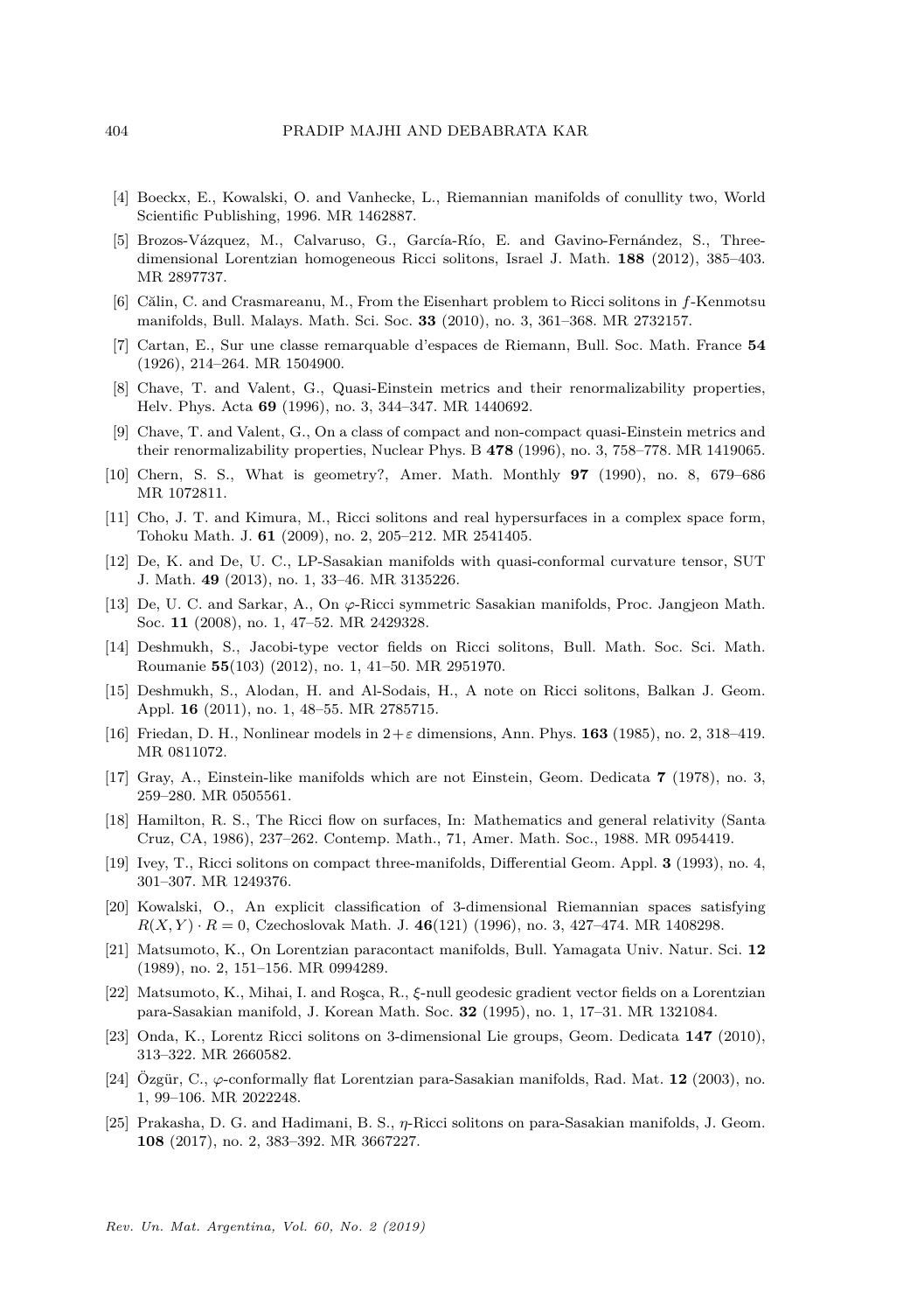[4] Boeckx, E., Kowalski, O. and Vanhecke, L., Riemannian manifolds of conullity two, World Scientific Publishing, 1996. MR 1462887.

[5] Brozos-Vázquez, M., Calvaruso, G., García-Río, E. and Gavino-Fernández, S., Three-dimensional Lorentzian homogeneous Ricci solitons, Israel J. Math. **188** (2012), 385–403. MR 2897737.

[6] Călin, C. and Crasmareanu, M., From the Eisenhart problem to Ricci solitons in $f$-Kenmotsu manifolds, Bull. Malays. Math. Sci. Soc. **33** (2010), no. 3, 361–368. MR 2732157.

[7] Cartan, E., Sur une classe remarquable d'espaces de Riemann, Bull. Soc. Math. France **54** (1926), 214–264. MR 1504900.

[8] Chave, T. and Valent, G., Quasi-Einstein metrics and their renormalizability properties, Helv. Phys. Acta **69** (1996), no. 3, 344–347. MR 1440692.

[9] Chave, T. and Valent, G., On a class of compact and non-compact quasi-Einstein metrics and their renormalizability properties, Nuclear Phys. B **478** (1996), no. 3, 758–778. MR 1419065.

[10] Chern, S. S., What is geometry?, Amer. Math. Monthly **97** (1990), no. 8, 679–686 MR 1072811.

[11] Cho, J. T. and Kimura, M., Ricci solitons and real hypersurfaces in a complex space form, Tohoku Math. J. **61** (2009), no. 2, 205–212. MR 2541405.

[12] De, K. and De, U. C., LP-Sasakian manifolds with quasi-conformal curvature tensor, SUT J. Math. **49** (2013), no. 1, 33–46. MR 3135226.

[13] De, U. C. and Sarkar, A., On $\varphi$-Ricci symmetric Sasakian manifolds, Proc. Jangjeon Math. Soc. **11** (2008), no. 1, 47–52. MR 2429328.

[14] Deshmukh, S., Jacobi-type vector fields on Ricci solitons, Bull. Math. Soc. Sci. Math. Roumanie **55**(103) (2012), no. 1, 41–50. MR 2951970.

[15] Deshmukh, S., Alodan, H. and Al-Sodais, H., A note on Ricci solitons, Balkan J. Geom. Appl. **16** (2011), no. 1, 48–55. MR 2785715.

[16] Friedan, D. H., Nonlinear models in $2+\varepsilon$ dimensions, Ann. Phys. **163** (1985), no. 2, 318–419. MR 0811072.

[17] Gray, A., Einstein-like manifolds which are not Einstein, Geom. Dedicata **7** (1978), no. 3, 259–280. MR 0505561.

[18] Hamilton, R. S., The Ricci flow on surfaces, In: Mathematics and general relativity (Santa Cruz, CA, 1986), 237–262. Contemp. Math., 71, Amer. Math. Soc., 1988. MR 0954419.

[19] Ivey, T., Ricci solitons on compact three-manifolds, Differential Geom. Appl. **3** (1993), no. 4, 301–307. MR 1249376.

[20] Kowalski, O., An explicit classification of 3-dimensional Riemannian spaces satisfying $R(X,Y)\cdot R=0$, Czechoslovak Math. J. **46**(121) (1996), no. 3, 427–474. MR 1408298.

[21] Matsumoto, K., On Lorentzian paracontact manifolds, Bull. Yamagata Univ. Natur. Sci. **12** (1989), no. 2, 151–156. MR 0994289.

[22] Matsumoto, K., Mihai, I. and Roşca, R., $\xi$-null geodesic gradient vector fields on a Lorentzian para-Sasakian manifold, J. Korean Math. Soc. **32** (1995), no. 1, 17–31. MR 1321084.

[23] Onda, K., Lorentz Ricci solitons on 3-dimensional Lie groups, Geom. Dedicata **147** (2010), 313–322. MR 2660582.

[24] Özgür, C., $\varphi$-conformally flat Lorentzian para-Sasakian manifolds, Rad. Mat. **12** (2003), no. 1, 99–106. MR 2022248.

[25] Prakasha, D. G. and Hadimani, B. S., $\eta$-Ricci solitons on para-Sasakian manifolds, J. Geom. **108** (2017), no. 2, 383–392. MR 3667227.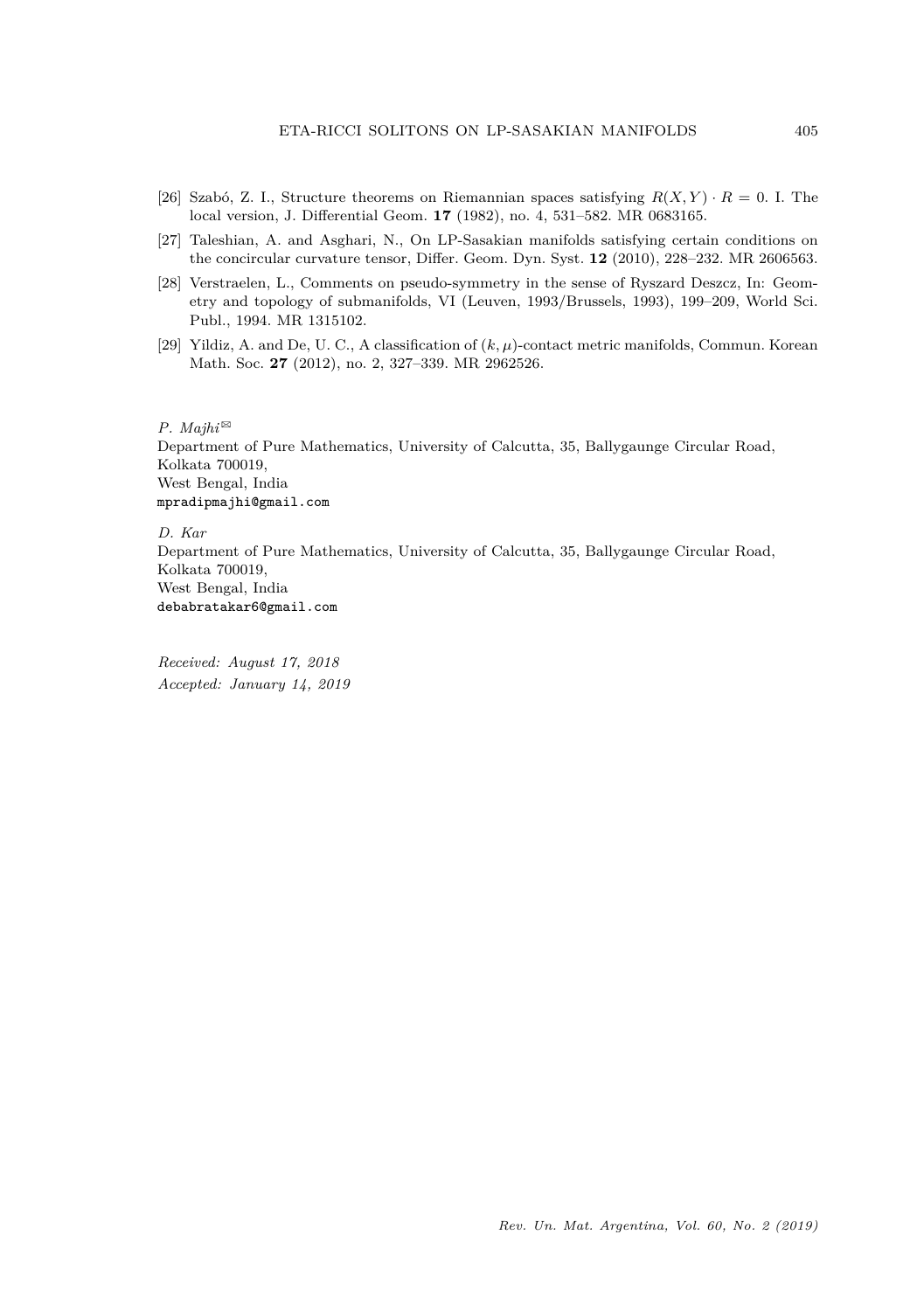[26] Szabó, Z. I., Structure theorems on Riemannian spaces satisfying $R(X,Y)\cdot R=0$. I. The local version, J. Differential Geom. **17** (1982), no. 4, 531–582. MR 0683165.

[27] Taleshian, A. and Asghari, N., On LP-Sasakian manifolds satisfying certain conditions on the concircular curvature tensor, Differ. Geom. Dyn. Syst. **12** (2010), 228–232. MR 2606563.

[28] Verstraelen, L., Comments on pseudo-symmetry in the sense of Ryszard Deszcz, In: Geometry and topology of submanifolds, VI (Leuven, 1993/Brussels, 1993), 199–209, World Sci. Publ., 1994. MR 1315102.

[29] Yildiz, A. and De, U. C., A classification of $(k,\mu)$-contact metric manifolds, Commun. Korean Math. Soc. **27** (2012), no. 2, 327–339. MR 2962526.

*P. Majhi*✉
Department of Pure Mathematics, University of Calcutta, 35, Ballygaunge Circular Road, Kolkata 700019,
West Bengal, India
mpradipmajhi@gmail.com

*D. Kar*
Department of Pure Mathematics, University of Calcutta, 35, Ballygaunge Circular Road, Kolkata 700019,
West Bengal, India
debabratakar6@gmail.com

*Received: August 17, 2018*
*Accepted: January 14, 2019*